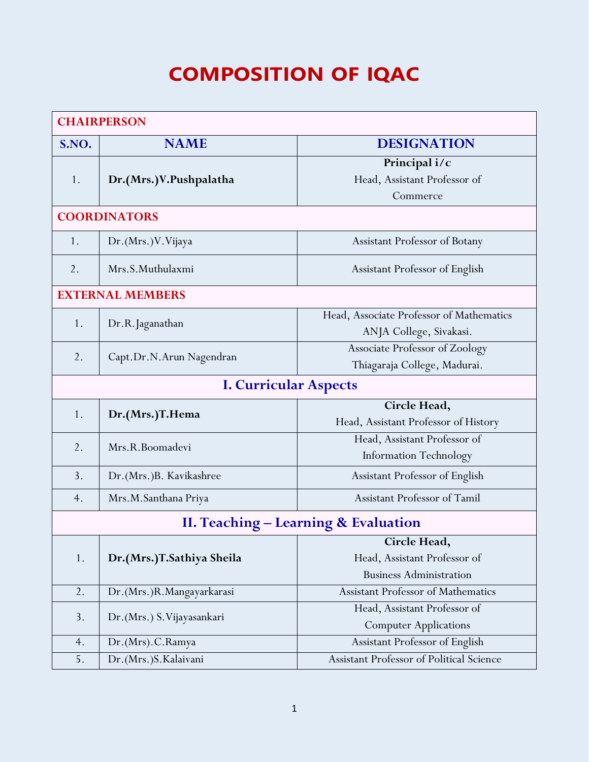# COMPOSITION OF IQAC

| CHAIRPERSON | | |
|---|---|---|
| **S.NO.** | **NAME** | **DESIGNATION** |
| 1. | **Dr.(Mrs.)V.Pushpalatha** | **Principal i/c**<br>Head, Assistant Professor of Commerce |
| **COORDINATORS** | | |
| 1. | Dr.(Mrs.)V.Vijaya | Assistant Professor of Botany |
| 2. | Mrs.S.Muthulaxmi | Assistant Professor of English |
| **EXTERNAL MEMBERS** | | |
| 1. | Dr.R.Jaganathan | Head, Associate Professor of Mathematics<br>ANJA College, Sivakasi. |
| 2. | Capt.Dr.N.Arun Nagendran | Associate Professor of Zoology<br>Thiagaraja College, Madurai. |
| **I. Curricular Aspects** | | |
| 1. | **Dr.(Mrs.)T.Hema** | **Circle Head,**<br>Head, Assistant Professor of History |
| 2. | Mrs.R.Boomadevi | Head, Assistant Professor of Information Technology |
| 3. | Dr.(Mrs.)B. Kavikashree | Assistant Professor of English |
| 4. | Mrs.M.Santhana Priya | Assistant Professor of Tamil |
| **II. Teaching – Learning & Evaluation** | | |
| 1. | **Dr.(Mrs.)T.Sathiya Sheila** | **Circle Head,**<br>Head, Assistant Professor of Business Administration |
| 2. | Dr.(Mrs.)R.Mangayarkarasi | Assistant Professor of Mathematics |
| 3. | Dr.(Mrs.) S.Vijayasankari | Head, Assistant Professor of Computer Applications |
| 4. | Dr.(Mrs).C.Ramya | Assistant Professor of English |
| 5. | Dr.(Mrs.)S.Kalaivani | Assistant Professor of Political Science |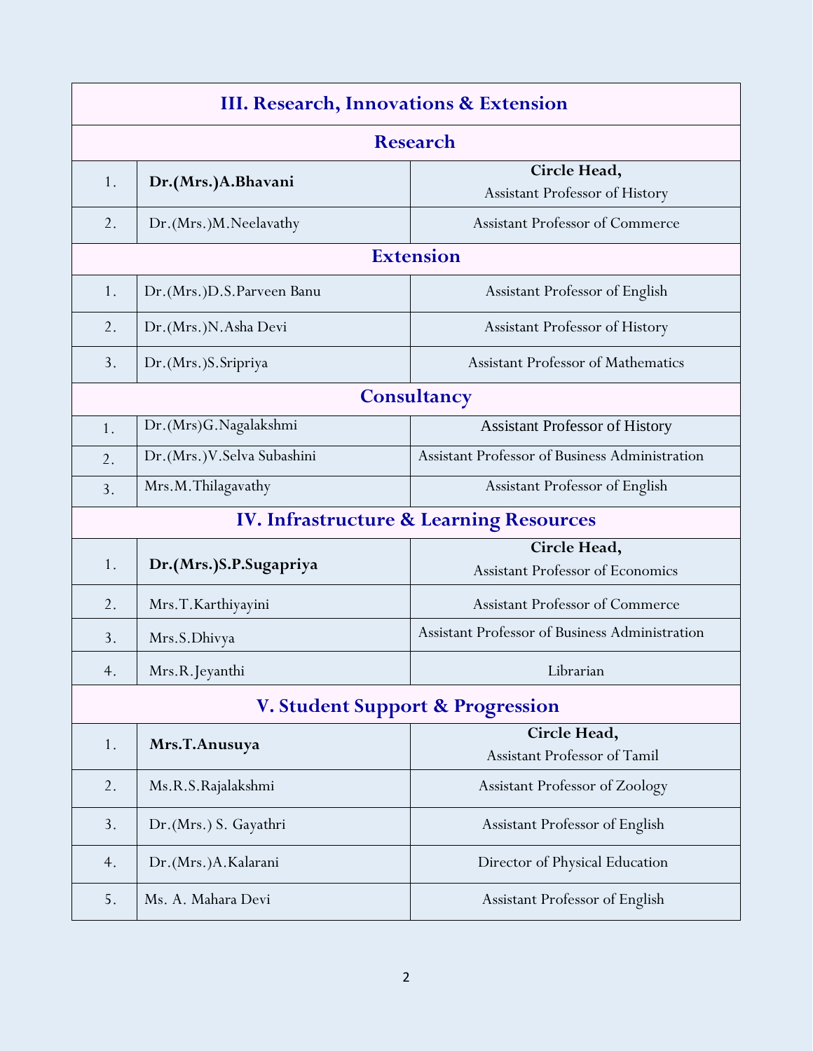| III. Research, Innovations & Extension | | |
|---|---|---|
| **Research** | | |
| 1. | **Dr.(Mrs.)A.Bhavani** | **Circle Head,** Assistant Professor of History |
| 2. | Dr.(Mrs.)M.Neelavathy | Assistant Professor of Commerce |
| **Extension** | | |
| 1. | Dr.(Mrs.)D.S.Parveen Banu | Assistant Professor of English |
| 2. | Dr.(Mrs.)N.Asha Devi | Assistant Professor of History |
| 3. | Dr.(Mrs.)S.Sripriya | Assistant Professor of Mathematics |
| **Consultancy** | | |
| 1. | Dr.(Mrs)G.Nagalakshmi | Assistant Professor of History |
| 2. | Dr.(Mrs.)V.Selva Subashini | Assistant Professor of Business Administration |
| 3. | Mrs.M.Thilagavathy | Assistant Professor of English |
| **IV. Infrastructure & Learning Resources** | | |
| 1. | **Dr.(Mrs.)S.P.Sugapriya** | **Circle Head,** Assistant Professor of Economics |
| 2. | Mrs.T.Karthiyayini | Assistant Professor of Commerce |
| 3. | Mrs.S.Dhivya | Assistant Professor of Business Administration |
| 4. | Mrs.R.Jeyanthi | Librarian |
| **V. Student Support & Progression** | | |
| 1. | **Mrs.T.Anusuya** | **Circle Head,** Assistant Professor of Tamil |
| 2. | Ms.R.S.Rajalakshmi | Assistant Professor of Zoology |
| 3. | Dr.(Mrs.) S. Gayathri | Assistant Professor of English |
| 4. | Dr.(Mrs.)A.Kalarani | Director of Physical Education |
| 5. | Ms. A. Mahara Devi | Assistant Professor of English |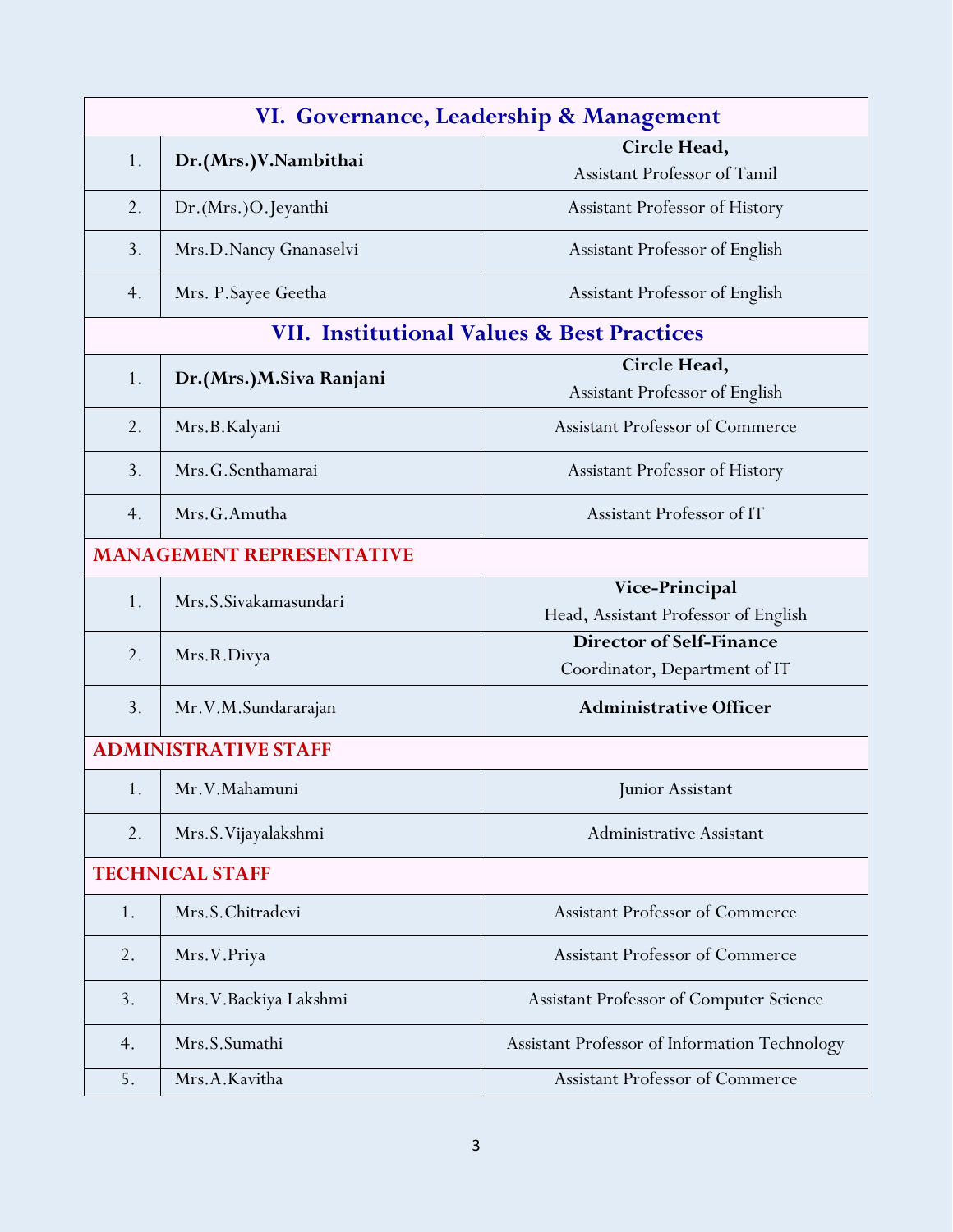| VI. Governance, Leadership & Management | | |
|---|---|---|
| 1. | **Dr.(Mrs.)V.Nambithai** | **Circle Head,** Assistant Professor of Tamil |
| 2. | Dr.(Mrs.)O.Jeyanthi | Assistant Professor of History |
| 3. | Mrs.D.Nancy Gnanaselvi | Assistant Professor of English |
| 4. | Mrs. P.Sayee Geetha | Assistant Professor of English |
| **VII. Institutional Values & Best Practices** | | |
| 1. | **Dr.(Mrs.)M.Siva Ranjani** | **Circle Head,** Assistant Professor of English |
| 2. | Mrs.B.Kalyani | Assistant Professor of Commerce |
| 3. | Mrs.G.Senthamarai | Assistant Professor of History |
| 4. | Mrs.G.Amutha | Assistant Professor of IT |
| **MANAGEMENT REPRESENTATIVE** | | |
| 1. | Mrs.S.Sivakamasundari | **Vice-Principal** Head, Assistant Professor of English |
| 2. | Mrs.R.Divya | **Director of Self-Finance** Coordinator, Department of IT |
| 3. | Mr.V.M.Sundararajan | **Administrative Officer** |
| **ADMINISTRATIVE STAFF** | | |
| 1. | Mr.V.Mahamuni | Junior Assistant |
| 2. | Mrs.S.Vijayalakshmi | Administrative Assistant |
| **TECHNICAL STAFF** | | |
| 1. | Mrs.S.Chitradevi | Assistant Professor of Commerce |
| 2. | Mrs.V.Priya | Assistant Professor of Commerce |
| 3. | Mrs.V.Backiya Lakshmi | Assistant Professor of Computer Science |
| 4. | Mrs.S.Sumathi | Assistant Professor of Information Technology |
| 5. | Mrs.A.Kavitha | Assistant Professor of Commerce |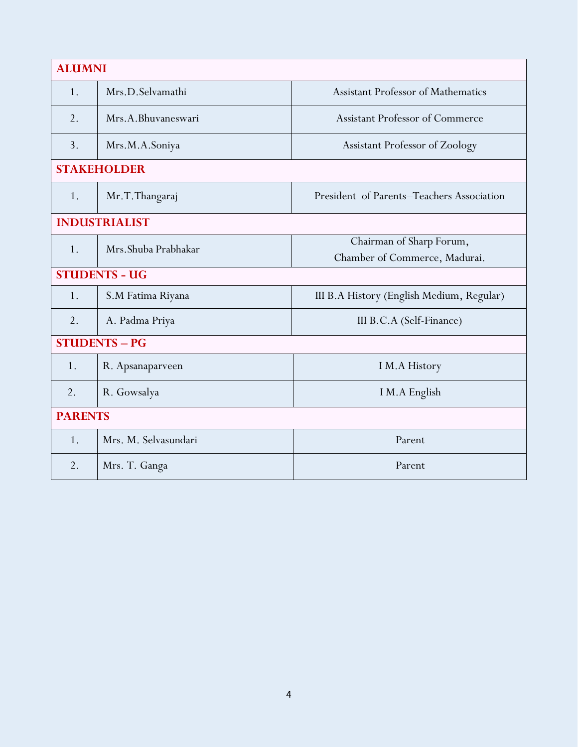| | | |
|---|---|---|
| **ALUMNI** | | |
| 1. | Mrs.D.Selvamathi | Assistant Professor of Mathematics |
| 2. | Mrs.A.Bhuvaneswari | Assistant Professor of Commerce |
| 3. | Mrs.M.A.Soniya | Assistant Professor of Zoology |
| **STAKEHOLDER** | | |
| 1. | Mr.T.Thangaraj | President of Parents–Teachers Association |
| **INDUSTRIALIST** | | |
| 1. | Mrs.Shuba Prabhakar | Chairman of Sharp Forum, Chamber of Commerce, Madurai. |
| **STUDENTS - UG** | | |
| 1. | S.M Fatima Riyana | III B.A History (English Medium, Regular) |
| 2. | A. Padma Priya | III B.C.A (Self-Finance) |
| **STUDENTS – PG** | | |
| 1. | R. Apsanaparveen | I M.A History |
| 2. | R. Gowsalya | I M.A English |
| **PARENTS** | | |
| 1. | Mrs. M. Selvasundari | Parent |
| 2. | Mrs. T. Ganga | Parent |